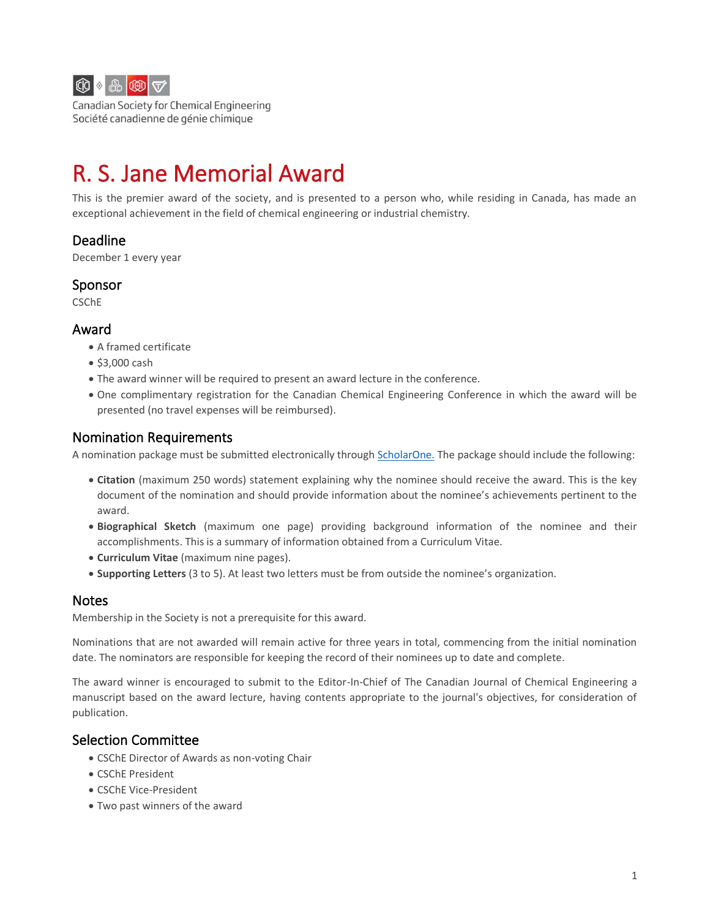Canadian Society for Chemical Engineering
Société canadienne de génie chimique

# R. S. Jane Memorial Award

This is the premier award of the society, and is presented to a person who, while residing in Canada, has made an exceptional achievement in the field of chemical engineering or industrial chemistry.

## Deadline

December 1 every year

## Sponsor

CSChE

## Award

- A framed certificate
- $3,000 cash
- The award winner will be required to present an award lecture in the conference.
- One complimentary registration for the Canadian Chemical Engineering Conference in which the award will be presented (no travel expenses will be reimbursed).

## Nomination Requirements

A nomination package must be submitted electronically through [ScholarOne.]() The package should include the following:

- **Citation** (maximum 250 words) statement explaining why the nominee should receive the award. This is the key document of the nomination and should provide information about the nominee's achievements pertinent to the award.
- **Biographical Sketch** (maximum one page) providing background information of the nominee and their accomplishments. This is a summary of information obtained from a Curriculum Vitae.
- **Curriculum Vitae** (maximum nine pages).
- **Supporting Letters** (3 to 5). At least two letters must be from outside the nominee's organization.

## Notes

Membership in the Society is not a prerequisite for this award.

Nominations that are not awarded will remain active for three years in total, commencing from the initial nomination date. The nominators are responsible for keeping the record of their nominees up to date and complete.

The award winner is encouraged to submit to the Editor-In-Chief of The Canadian Journal of Chemical Engineering a manuscript based on the award lecture, having contents appropriate to the journal's objectives, for consideration of publication.

## Selection Committee

- CSChE Director of Awards as non-voting Chair
- CSChE President
- CSChE Vice-President
- Two past winners of the award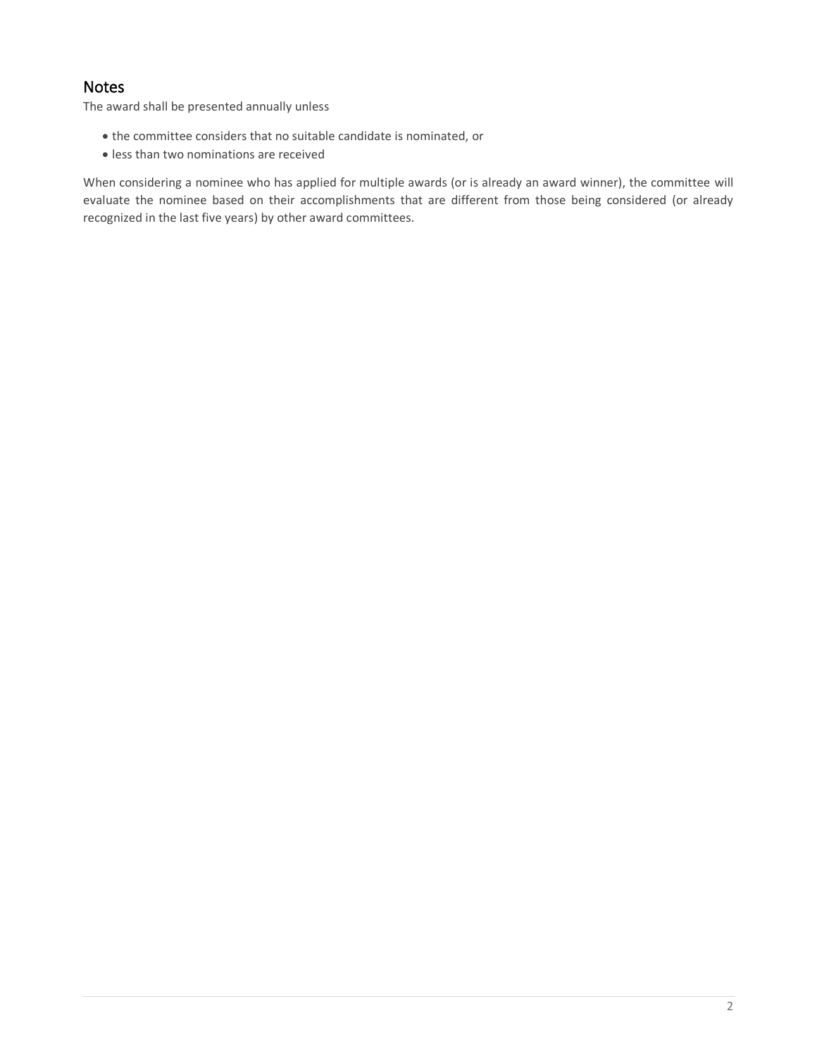## Notes

The award shall be presented annually unless

- the committee considers that no suitable candidate is nominated, or
- less than two nominations are received

When considering a nominee who has applied for multiple awards (or is already an award winner), the committee will evaluate the nominee based on their accomplishments that are different from those being considered (or already recognized in the last five years) by other award committees.